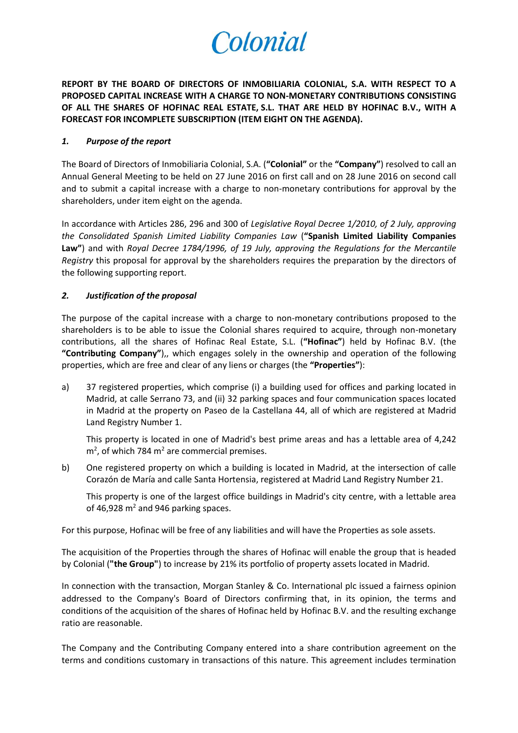Colonial

**REPORT BY THE BOARD OF DIRECTORS OF INMOBILIARIA COLONIAL, S.A. WITH RESPECT TO A PROPOSED CAPITAL INCREASE WITH A CHARGE TO NON-MONETARY CONTRIBUTIONS CONSISTING OF ALL THE SHARES OF HOFINAC REAL ESTATE, S.L. THAT ARE HELD BY HOFINAC B.V., WITH A FORECAST FOR INCOMPLETE SUBSCRIPTION (ITEM EIGHT ON THE AGENDA).**

## *1. Purpose of the report*

The Board of Directors of Inmobiliaria Colonial, S.A. (**"Colonial"** or the **"Company"**) resolved to call an Annual General Meeting to be held on 27 June 2016 on first call and on 28 June 2016 on second call and to submit a capital increase with a charge to non-monetary contributions for approval by the shareholders, under item eight on the agenda.

In accordance with Articles 286, 296 and 300 of *Legislative Royal Decree 1/2010, of 2 July, approving the Consolidated Spanish Limited Liability Companies Law* (**"Spanish Limited Liability Companies Law"**) and with *Royal Decree 1784/1996, of 19 July, approving the Regulations for the Mercantile Registry* this proposal for approval by the shareholders requires the preparation by the directors of the following supporting report.

## *2. Justification of the proposal*

The purpose of the capital increase with a charge to non-monetary contributions proposed to the shareholders is to be able to issue the Colonial shares required to acquire, through non-monetary contributions, all the shares of Hofinac Real Estate, S.L. (**"Hofinac"**) held by Hofinac B.V. (the **"Contributing Company"**),, which engages solely in the ownership and operation of the following properties, which are free and clear of any liens or charges (the **"Properties"**):

a) 37 registered properties, which comprise (i) a building used for offices and parking located in Madrid, at calle Serrano 73, and (ii) 32 parking spaces and four communication spaces located in Madrid at the property on Paseo de la Castellana 44, all of which are registered at Madrid Land Registry Number 1.

   This property is located in one of Madrid's best prime areas and has a lettable area of 4,242 $m^2$, of which 784 $m^2$ are commercial premises.

b) One registered property on which a building is located in Madrid, at the intersection of calle Corazón de María and calle Santa Hortensia, registered at Madrid Land Registry Number 21.

   This property is one of the largest office buildings in Madrid's city centre, with a lettable area of 46,928 $m^2$ and 946 parking spaces.

For this purpose, Hofinac will be free of any liabilities and will have the Properties as sole assets.

The acquisition of the Properties through the shares of Hofinac will enable the group that is headed by Colonial (**"the Group"**) to increase by 21% its portfolio of property assets located in Madrid.

In connection with the transaction, Morgan Stanley & Co. International plc issued a fairness opinion addressed to the Company's Board of Directors confirming that, in its opinion, the terms and conditions of the acquisition of the shares of Hofinac held by Hofinac B.V. and the resulting exchange ratio are reasonable.

The Company and the Contributing Company entered into a share contribution agreement on the terms and conditions customary in transactions of this nature. This agreement includes termination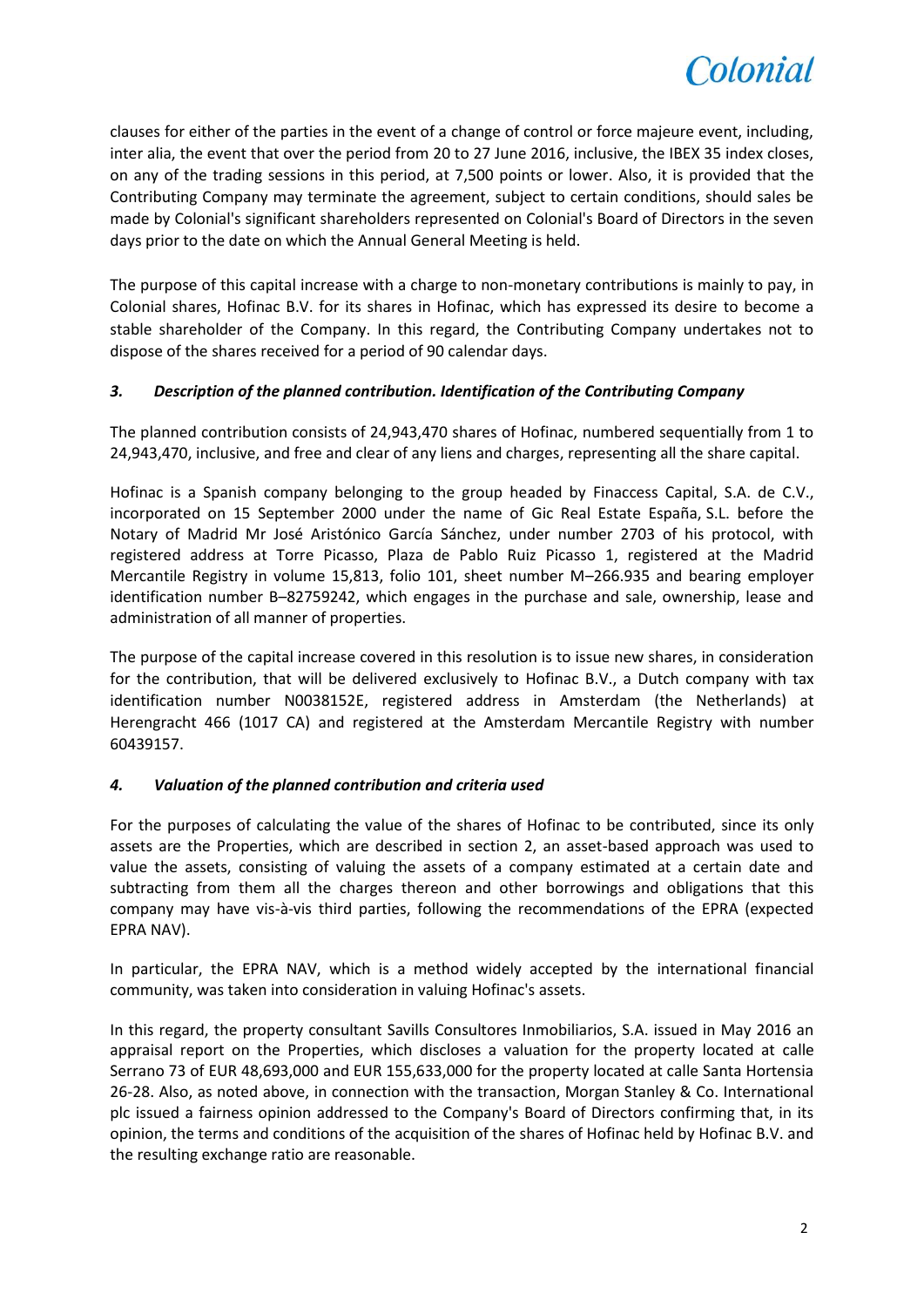clauses for either of the parties in the event of a change of control or force majeure event, including, inter alia, the event that over the period from 20 to 27 June 2016, inclusive, the IBEX 35 index closes, on any of the trading sessions in this period, at 7,500 points or lower. Also, it is provided that the Contributing Company may terminate the agreement, subject to certain conditions, should sales be made by Colonial's significant shareholders represented on Colonial's Board of Directors in the seven days prior to the date on which the Annual General Meeting is held.

The purpose of this capital increase with a charge to non-monetary contributions is mainly to pay, in Colonial shares, Hofinac B.V. for its shares in Hofinac, which has expressed its desire to become a stable shareholder of the Company. In this regard, the Contributing Company undertakes not to dispose of the shares received for a period of 90 calendar days.

### *3. Description of the planned contribution. Identification of the Contributing Company*

The planned contribution consists of 24,943,470 shares of Hofinac, numbered sequentially from 1 to 24,943,470, inclusive, and free and clear of any liens and charges, representing all the share capital.

Hofinac is a Spanish company belonging to the group headed by Finaccess Capital, S.A. de C.V., incorporated on 15 September 2000 under the name of Gic Real Estate España, S.L. before the Notary of Madrid Mr José Aristónico García Sánchez, under number 2703 of his protocol, with registered address at Torre Picasso, Plaza de Pablo Ruiz Picasso 1, registered at the Madrid Mercantile Registry in volume 15,813, folio 101, sheet number M–266.935 and bearing employer identification number B–82759242, which engages in the purchase and sale, ownership, lease and administration of all manner of properties.

The purpose of the capital increase covered in this resolution is to issue new shares, in consideration for the contribution, that will be delivered exclusively to Hofinac B.V., a Dutch company with tax identification number N0038152E, registered address in Amsterdam (the Netherlands) at Herengracht 466 (1017 CA) and registered at the Amsterdam Mercantile Registry with number 60439157.

### *4. Valuation of the planned contribution and criteria used*

For the purposes of calculating the value of the shares of Hofinac to be contributed, since its only assets are the Properties, which are described in section 2, an asset-based approach was used to value the assets, consisting of valuing the assets of a company estimated at a certain date and subtracting from them all the charges thereon and other borrowings and obligations that this company may have vis-à-vis third parties, following the recommendations of the EPRA (expected EPRA NAV).

In particular, the EPRA NAV, which is a method widely accepted by the international financial community, was taken into consideration in valuing Hofinac's assets.

In this regard, the property consultant Savills Consultores Inmobiliarios, S.A. issued in May 2016 an appraisal report on the Properties, which discloses a valuation for the property located at calle Serrano 73 of EUR 48,693,000 and EUR 155,633,000 for the property located at calle Santa Hortensia 26-28. Also, as noted above, in connection with the transaction, Morgan Stanley & Co. International plc issued a fairness opinion addressed to the Company's Board of Directors confirming that, in its opinion, the terms and conditions of the acquisition of the shares of Hofinac held by Hofinac B.V. and the resulting exchange ratio are reasonable.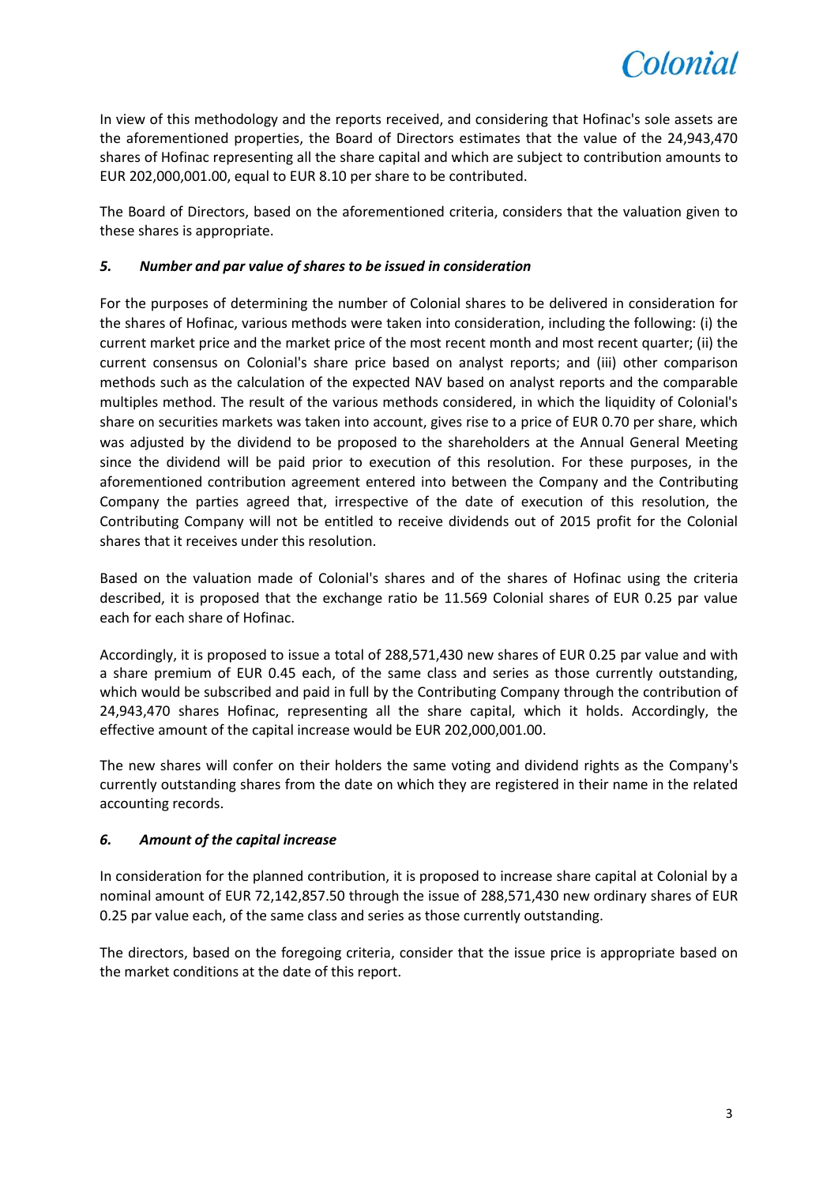In view of this methodology and the reports received, and considering that Hofinac's sole assets are the aforementioned properties, the Board of Directors estimates that the value of the 24,943,470 shares of Hofinac representing all the share capital and which are subject to contribution amounts to EUR 202,000,001.00, equal to EUR 8.10 per share to be contributed.

The Board of Directors, based on the aforementioned criteria, considers that the valuation given to these shares is appropriate.

### *5. Number and par value of shares to be issued in consideration*

For the purposes of determining the number of Colonial shares to be delivered in consideration for the shares of Hofinac, various methods were taken into consideration, including the following: (i) the current market price and the market price of the most recent month and most recent quarter; (ii) the current consensus on Colonial's share price based on analyst reports; and (iii) other comparison methods such as the calculation of the expected NAV based on analyst reports and the comparable multiples method. The result of the various methods considered, in which the liquidity of Colonial's share on securities markets was taken into account, gives rise to a price of EUR 0.70 per share, which was adjusted by the dividend to be proposed to the shareholders at the Annual General Meeting since the dividend will be paid prior to execution of this resolution. For these purposes, in the aforementioned contribution agreement entered into between the Company and the Contributing Company the parties agreed that, irrespective of the date of execution of this resolution, the Contributing Company will not be entitled to receive dividends out of 2015 profit for the Colonial shares that it receives under this resolution.

Based on the valuation made of Colonial's shares and of the shares of Hofinac using the criteria described, it is proposed that the exchange ratio be 11.569 Colonial shares of EUR 0.25 par value each for each share of Hofinac.

Accordingly, it is proposed to issue a total of 288,571,430 new shares of EUR 0.25 par value and with a share premium of EUR 0.45 each, of the same class and series as those currently outstanding, which would be subscribed and paid in full by the Contributing Company through the contribution of 24,943,470 shares Hofinac, representing all the share capital, which it holds. Accordingly, the effective amount of the capital increase would be EUR 202,000,001.00.

The new shares will confer on their holders the same voting and dividend rights as the Company's currently outstanding shares from the date on which they are registered in their name in the related accounting records.

### *6. Amount of the capital increase*

In consideration for the planned contribution, it is proposed to increase share capital at Colonial by a nominal amount of EUR 72,142,857.50 through the issue of 288,571,430 new ordinary shares of EUR 0.25 par value each, of the same class and series as those currently outstanding.

The directors, based on the foregoing criteria, consider that the issue price is appropriate based on the market conditions at the date of this report.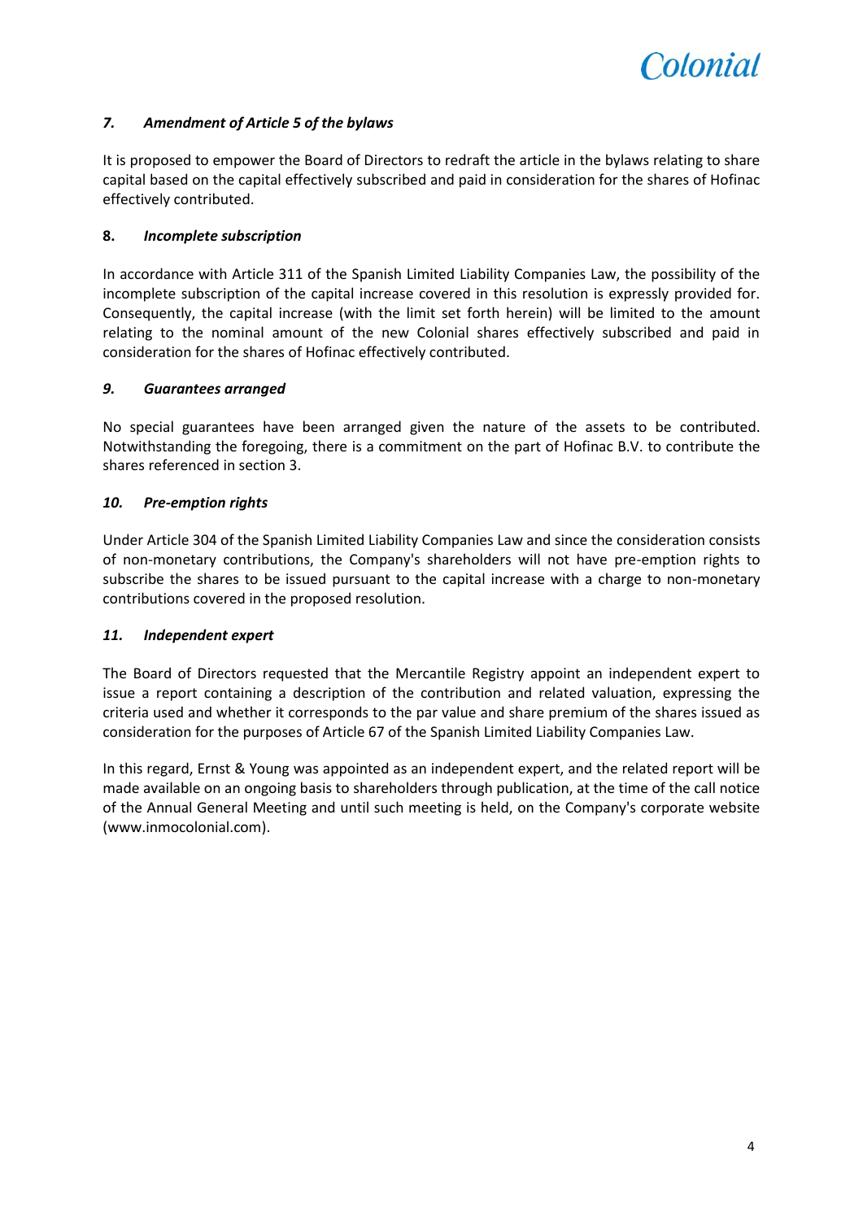### *7. Amendment of Article 5 of the bylaws*

It is proposed to empower the Board of Directors to redraft the article in the bylaws relating to share capital based on the capital effectively subscribed and paid in consideration for the shares of Hofinac effectively contributed.

### **8.** *Incomplete subscription*

In accordance with Article 311 of the Spanish Limited Liability Companies Law, the possibility of the incomplete subscription of the capital increase covered in this resolution is expressly provided for. Consequently, the capital increase (with the limit set forth herein) will be limited to the amount relating to the nominal amount of the new Colonial shares effectively subscribed and paid in consideration for the shares of Hofinac effectively contributed.

### *9. Guarantees arranged*

No special guarantees have been arranged given the nature of the assets to be contributed. Notwithstanding the foregoing, there is a commitment on the part of Hofinac B.V. to contribute the shares referenced in section 3.

### *10. Pre-emption rights*

Under Article 304 of the Spanish Limited Liability Companies Law and since the consideration consists of non-monetary contributions, the Company's shareholders will not have pre-emption rights to subscribe the shares to be issued pursuant to the capital increase with a charge to non-monetary contributions covered in the proposed resolution.

### *11. Independent expert*

The Board of Directors requested that the Mercantile Registry appoint an independent expert to issue a report containing a description of the contribution and related valuation, expressing the criteria used and whether it corresponds to the par value and share premium of the shares issued as consideration for the purposes of Article 67 of the Spanish Limited Liability Companies Law.

In this regard, Ernst & Young was appointed as an independent expert, and the related report will be made available on an ongoing basis to shareholders through publication, at the time of the call notice of the Annual General Meeting and until such meeting is held, on the Company's corporate website (www.inmocolonial.com).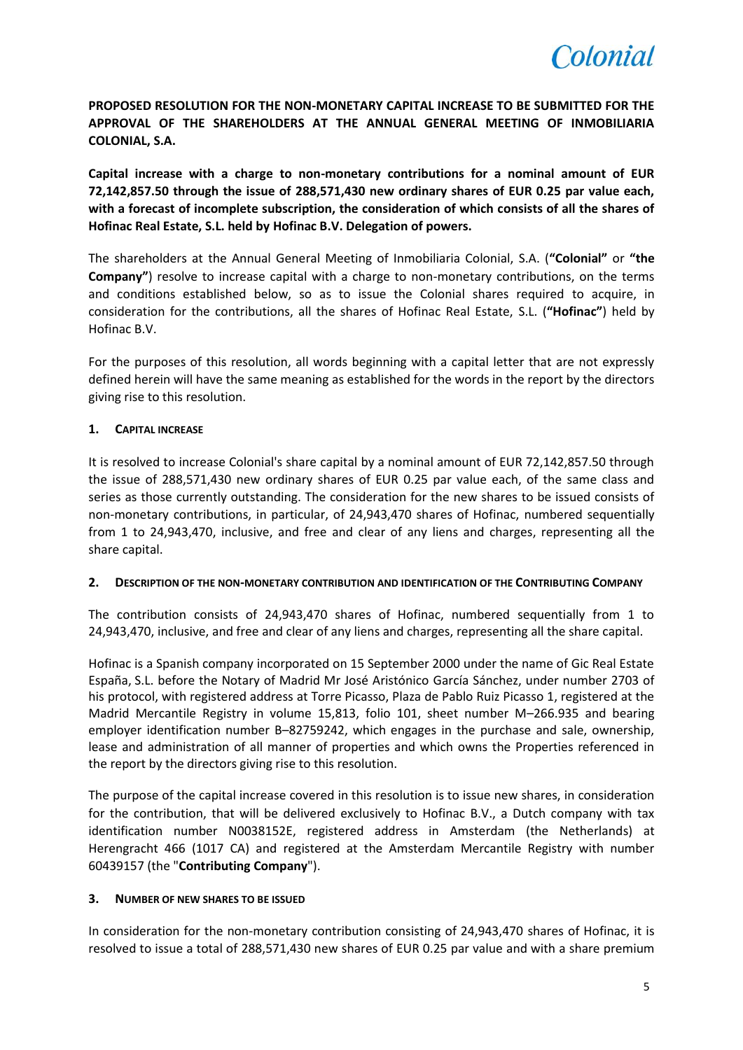**PROPOSED RESOLUTION FOR THE NON-MONETARY CAPITAL INCREASE TO BE SUBMITTED FOR THE APPROVAL OF THE SHAREHOLDERS AT THE ANNUAL GENERAL MEETING OF INMOBILIARIA COLONIAL, S.A.**

**Capital increase with a charge to non-monetary contributions for a nominal amount of EUR 72,142,857.50 through the issue of 288,571,430 new ordinary shares of EUR 0.25 par value each, with a forecast of incomplete subscription, the consideration of which consists of all the shares of Hofinac Real Estate, S.L. held by Hofinac B.V. Delegation of powers.**

The shareholders at the Annual General Meeting of Inmobiliaria Colonial, S.A. (**"Colonial"** or **"the Company"**) resolve to increase capital with a charge to non-monetary contributions, on the terms and conditions established below, so as to issue the Colonial shares required to acquire, in consideration for the contributions, all the shares of Hofinac Real Estate, S.L. (**"Hofinac"**) held by Hofinac B.V.

For the purposes of this resolution, all words beginning with a capital letter that are not expressly defined herein will have the same meaning as established for the words in the report by the directors giving rise to this resolution.

## 1. CAPITAL INCREASE

It is resolved to increase Colonial's share capital by a nominal amount of EUR 72,142,857.50 through the issue of 288,571,430 new ordinary shares of EUR 0.25 par value each, of the same class and series as those currently outstanding. The consideration for the new shares to be issued consists of non-monetary contributions, in particular, of 24,943,470 shares of Hofinac, numbered sequentially from 1 to 24,943,470, inclusive, and free and clear of any liens and charges, representing all the share capital.

## 2. DESCRIPTION OF THE NON-MONETARY CONTRIBUTION AND IDENTIFICATION OF THE CONTRIBUTING COMPANY

The contribution consists of 24,943,470 shares of Hofinac, numbered sequentially from 1 to 24,943,470, inclusive, and free and clear of any liens and charges, representing all the share capital.

Hofinac is a Spanish company incorporated on 15 September 2000 under the name of Gic Real Estate España, S.L. before the Notary of Madrid Mr José Aristónico García Sánchez, under number 2703 of his protocol, with registered address at Torre Picasso, Plaza de Pablo Ruiz Picasso 1, registered at the Madrid Mercantile Registry in volume 15,813, folio 101, sheet number M–266.935 and bearing employer identification number B–82759242, which engages in the purchase and sale, ownership, lease and administration of all manner of properties and which owns the Properties referenced in the report by the directors giving rise to this resolution.

The purpose of the capital increase covered in this resolution is to issue new shares, in consideration for the contribution, that will be delivered exclusively to Hofinac B.V., a Dutch company with tax identification number N0038152E, registered address in Amsterdam (the Netherlands) at Herengracht 466 (1017 CA) and registered at the Amsterdam Mercantile Registry with number 60439157 (the "**Contributing Company**").

## 3. NUMBER OF NEW SHARES TO BE ISSUED

In consideration for the non-monetary contribution consisting of 24,943,470 shares of Hofinac, it is resolved to issue a total of 288,571,430 new shares of EUR 0.25 par value and with a share premium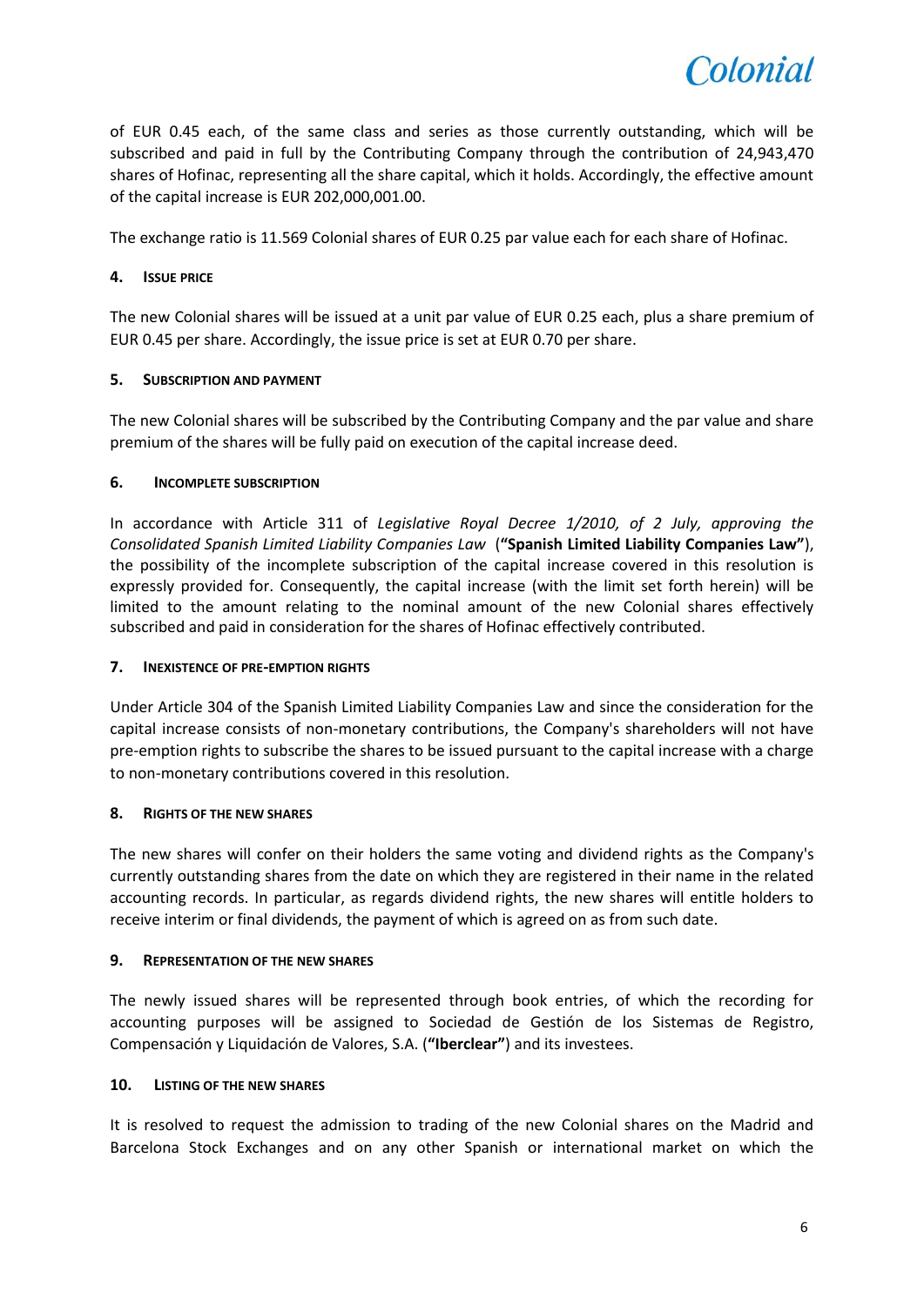of EUR 0.45 each, of the same class and series as those currently outstanding, which will be subscribed and paid in full by the Contributing Company through the contribution of 24,943,470 shares of Hofinac, representing all the share capital, which it holds. Accordingly, the effective amount of the capital increase is EUR 202,000,001.00.

The exchange ratio is 11.569 Colonial shares of EUR 0.25 par value each for each share of Hofinac.

### 4. Issue price

The new Colonial shares will be issued at a unit par value of EUR 0.25 each, plus a share premium of EUR 0.45 per share. Accordingly, the issue price is set at EUR 0.70 per share.

### 5. Subscription and payment

The new Colonial shares will be subscribed by the Contributing Company and the par value and share premium of the shares will be fully paid on execution of the capital increase deed.

### 6. Incomplete subscription

In accordance with Article 311 of *Legislative Royal Decree 1/2010, of 2 July, approving the Consolidated Spanish Limited Liability Companies Law* (**"Spanish Limited Liability Companies Law"**), the possibility of the incomplete subscription of the capital increase covered in this resolution is expressly provided for. Consequently, the capital increase (with the limit set forth herein) will be limited to the amount relating to the nominal amount of the new Colonial shares effectively subscribed and paid in consideration for the shares of Hofinac effectively contributed.

### 7. Inexistence of pre-emption rights

Under Article 304 of the Spanish Limited Liability Companies Law and since the consideration for the capital increase consists of non-monetary contributions, the Company's shareholders will not have pre-emption rights to subscribe the shares to be issued pursuant to the capital increase with a charge to non-monetary contributions covered in this resolution.

### 8. Rights of the new shares

The new shares will confer on their holders the same voting and dividend rights as the Company's currently outstanding shares from the date on which they are registered in their name in the related accounting records. In particular, as regards dividend rights, the new shares will entitle holders to receive interim or final dividends, the payment of which is agreed on as from such date.

### 9. Representation of the new shares

The newly issued shares will be represented through book entries, of which the recording for accounting purposes will be assigned to Sociedad de Gestión de los Sistemas de Registro, Compensación y Liquidación de Valores, S.A. (**"Iberclear"**) and its investees.

### 10. Listing of the new shares

It is resolved to request the admission to trading of the new Colonial shares on the Madrid and Barcelona Stock Exchanges and on any other Spanish or international market on which the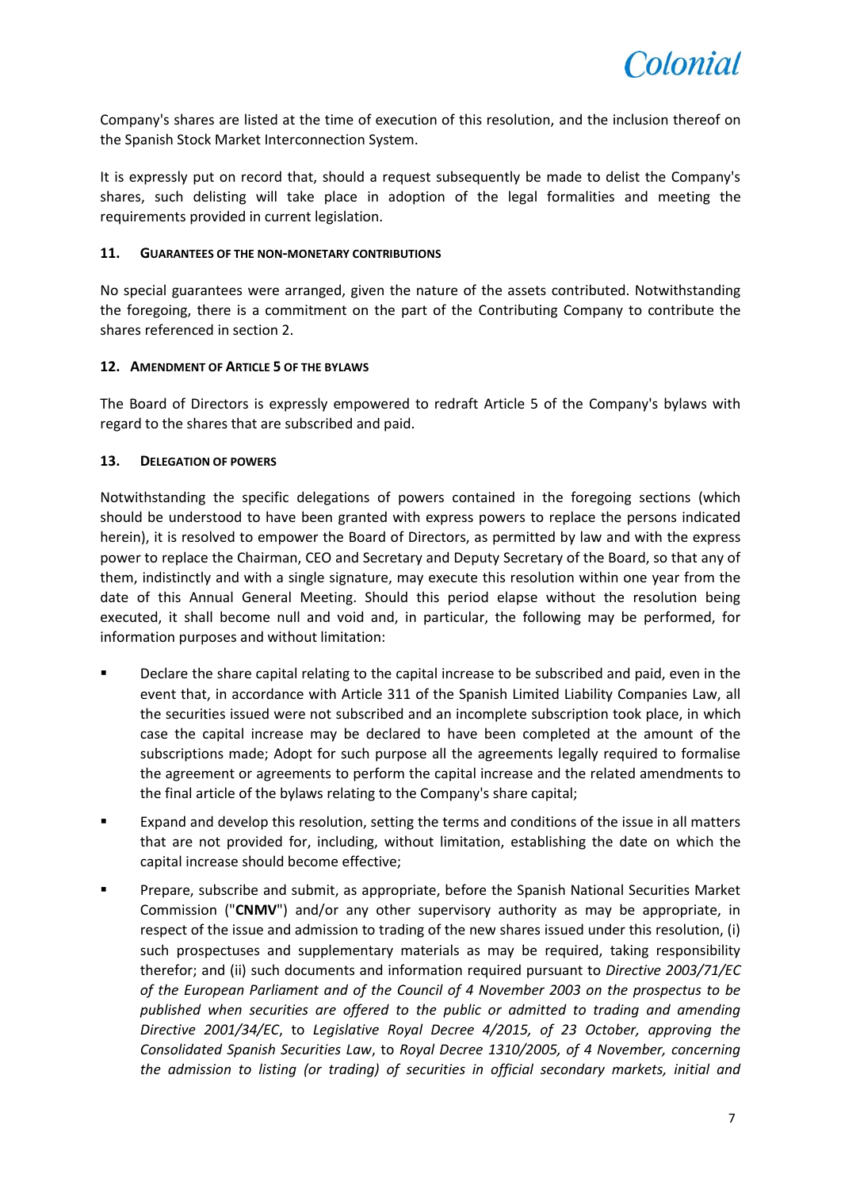Company's shares are listed at the time of execution of this resolution, and the inclusion thereof on the Spanish Stock Market Interconnection System.

It is expressly put on record that, should a request subsequently be made to delist the Company's shares, such delisting will take place in adoption of the legal formalities and meeting the requirements provided in current legislation.

#### 11. GUARANTEES OF THE NON-MONETARY CONTRIBUTIONS

No special guarantees were arranged, given the nature of the assets contributed. Notwithstanding the foregoing, there is a commitment on the part of the Contributing Company to contribute the shares referenced in section 2.

#### 12. AMENDMENT OF ARTICLE 5 OF THE BYLAWS

The Board of Directors is expressly empowered to redraft Article 5 of the Company's bylaws with regard to the shares that are subscribed and paid.

#### 13. DELEGATION OF POWERS

Notwithstanding the specific delegations of powers contained in the foregoing sections (which should be understood to have been granted with express powers to replace the persons indicated herein), it is resolved to empower the Board of Directors, as permitted by law and with the express power to replace the Chairman, CEO and Secretary and Deputy Secretary of the Board, so that any of them, indistinctly and with a single signature, may execute this resolution within one year from the date of this Annual General Meeting. Should this period elapse without the resolution being executed, it shall become null and void and, in particular, the following may be performed, for information purposes and without limitation:

- Declare the share capital relating to the capital increase to be subscribed and paid, even in the event that, in accordance with Article 311 of the Spanish Limited Liability Companies Law, all the securities issued were not subscribed and an incomplete subscription took place, in which case the capital increase may be declared to have been completed at the amount of the subscriptions made; Adopt for such purpose all the agreements legally required to formalise the agreement or agreements to perform the capital increase and the related amendments to the final article of the bylaws relating to the Company's share capital;
- Expand and develop this resolution, setting the terms and conditions of the issue in all matters that are not provided for, including, without limitation, establishing the date on which the capital increase should become effective;
- Prepare, subscribe and submit, as appropriate, before the Spanish National Securities Market Commission ("**CNMV**") and/or any other supervisory authority as may be appropriate, in respect of the issue and admission to trading of the new shares issued under this resolution, (i) such prospectuses and supplementary materials as may be required, taking responsibility therefor; and (ii) such documents and information required pursuant to *Directive 2003/71/EC of the European Parliament and of the Council of 4 November 2003 on the prospectus to be published when securities are offered to the public or admitted to trading and amending Directive 2001/34/EC*, to *Legislative Royal Decree 4/2015, of 23 October, approving the Consolidated Spanish Securities Law*, to *Royal Decree 1310/2005, of 4 November, concerning the admission to listing (or trading) of securities in official secondary markets, initial and*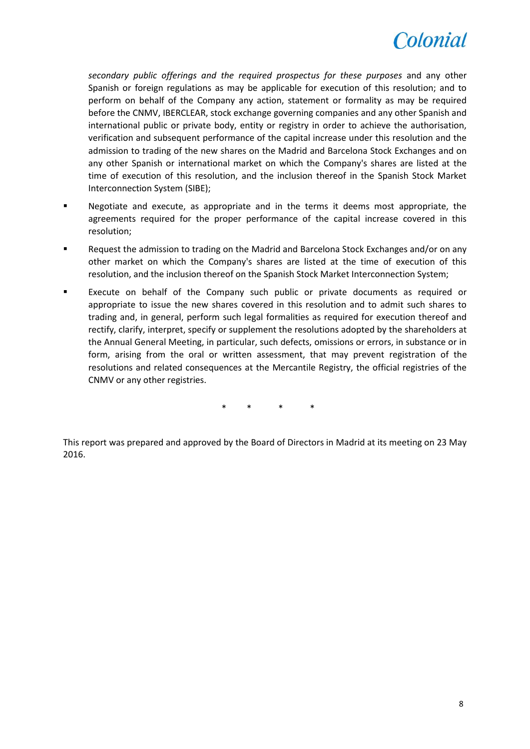*secondary public offerings and the required prospectus for these purposes* and any other Spanish or foreign regulations as may be applicable for execution of this resolution; and to perform on behalf of the Company any action, statement or formality as may be required before the CNMV, IBERCLEAR, stock exchange governing companies and any other Spanish and international public or private body, entity or registry in order to achieve the authorisation, verification and subsequent performance of the capital increase under this resolution and the admission to trading of the new shares on the Madrid and Barcelona Stock Exchanges and on any other Spanish or international market on which the Company's shares are listed at the time of execution of this resolution, and the inclusion thereof in the Spanish Stock Market Interconnection System (SIBE);

- Negotiate and execute, as appropriate and in the terms it deems most appropriate, the agreements required for the proper performance of the capital increase covered in this resolution;
- Request the admission to trading on the Madrid and Barcelona Stock Exchanges and/or on any other market on which the Company's shares are listed at the time of execution of this resolution, and the inclusion thereof on the Spanish Stock Market Interconnection System;
- Execute on behalf of the Company such public or private documents as required or appropriate to issue the new shares covered in this resolution and to admit such shares to trading and, in general, perform such legal formalities as required for execution thereof and rectify, clarify, interpret, specify or supplement the resolutions adopted by the shareholders at the Annual General Meeting, in particular, such defects, omissions or errors, in substance or in form, arising from the oral or written assessment, that may prevent registration of the resolutions and related consequences at the Mercantile Registry, the official registries of the CNMV or any other registries.

\* \* \* \*

This report was prepared and approved by the Board of Directors in Madrid at its meeting on 23 May 2016.